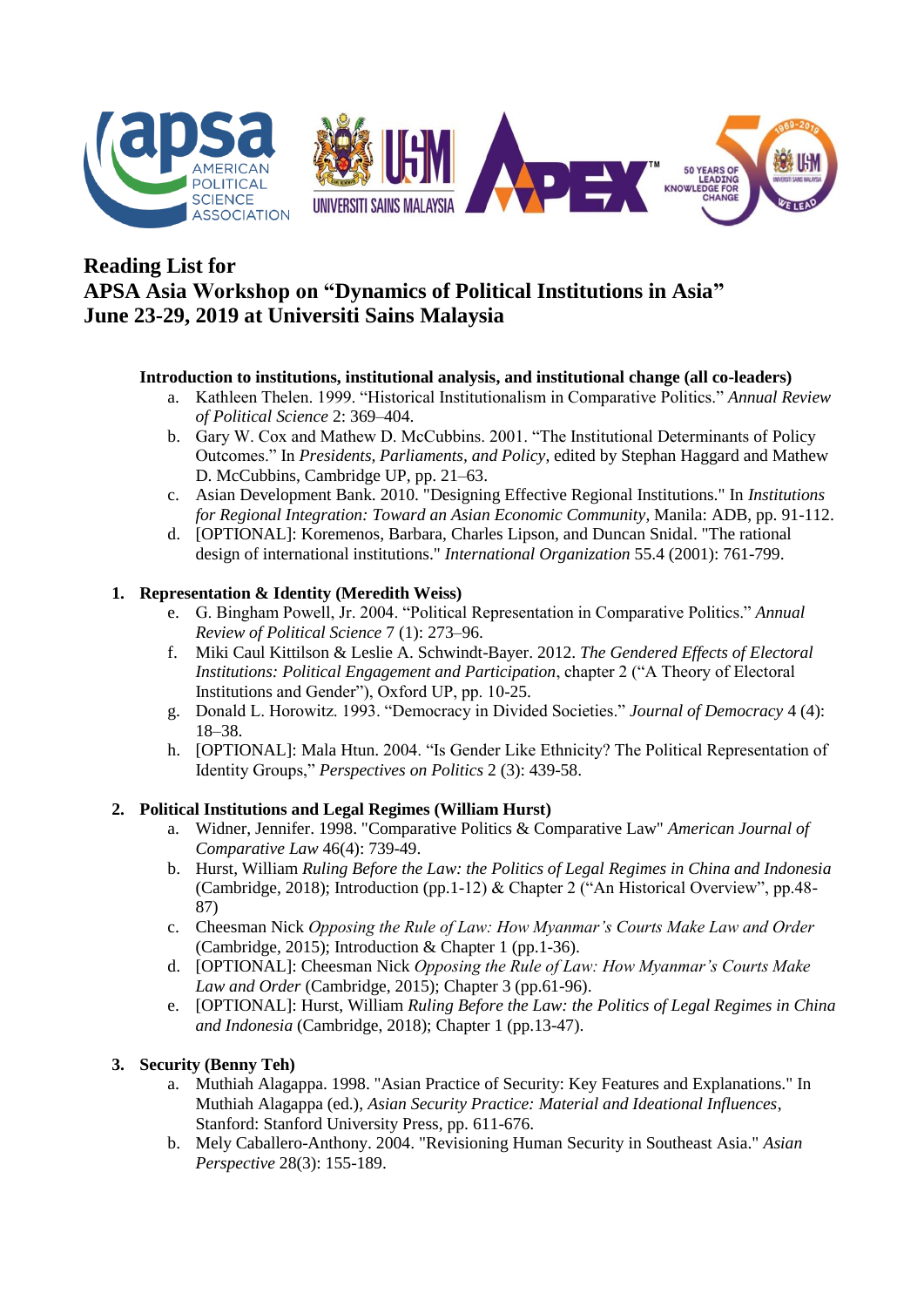# Reading List for
# APSA Asia Workshop on "Dynamics of Political Institutions in Asia"
# June 23-29, 2019 at Universiti Sains Malaysia

**Introduction to institutions, institutional analysis, and institutional change (all co-leaders)**

a. Kathleen Thelen. 1999. "Historical Institutionalism in Comparative Politics." *Annual Review of Political Science* 2: 369–404.
b. Gary W. Cox and Mathew D. McCubbins. 2001. "The Institutional Determinants of Policy Outcomes." In *Presidents, Parliaments, and Policy*, edited by Stephan Haggard and Mathew D. McCubbins, Cambridge UP, pp. 21–63.
c. Asian Development Bank. 2010. "Designing Effective Regional Institutions." In *Institutions for Regional Integration: Toward an Asian Economic Community*, Manila: ADB, pp. 91-112.
d. [OPTIONAL]: Koremenos, Barbara, Charles Lipson, and Duncan Snidal. "The rational design of international institutions." *International Organization* 55.4 (2001): 761-799.

1. **Representation & Identity (Meredith Weiss)**

   e. G. Bingham Powell, Jr. 2004. "Political Representation in Comparative Politics." *Annual Review of Political Science* 7 (1): 273–96.
   f. Miki Caul Kittilson & Leslie A. Schwindt-Bayer. 2012. *The Gendered Effects of Electoral Institutions: Political Engagement and Participation*, chapter 2 ("A Theory of Electoral Institutions and Gender"), Oxford UP, pp. 10-25.
   g. Donald L. Horowitz. 1993. "Democracy in Divided Societies." *Journal of Democracy* 4 (4): 18–38.
   h. [OPTIONAL]: Mala Htun. 2004. "Is Gender Like Ethnicity? The Political Representation of Identity Groups," *Perspectives on Politics* 2 (3): 439-58.

2. **Political Institutions and Legal Regimes (William Hurst)**

   a. Widner, Jennifer. 1998. "Comparative Politics & Comparative Law" *American Journal of Comparative Law* 46(4): 739-49.
   b. Hurst, William *Ruling Before the Law: the Politics of Legal Regimes in China and Indonesia* (Cambridge, 2018); Introduction (pp.1-12) & Chapter 2 ("An Historical Overview", pp.48-87)
   c. Cheesman Nick *Opposing the Rule of Law: How Myanmar's Courts Make Law and Order* (Cambridge, 2015); Introduction & Chapter 1 (pp.1-36).
   d. [OPTIONAL]: Cheesman Nick *Opposing the Rule of Law: How Myanmar's Courts Make Law and Order* (Cambridge, 2015); Chapter 3 (pp.61-96).
   e. [OPTIONAL]: Hurst, William *Ruling Before the Law: the Politics of Legal Regimes in China and Indonesia* (Cambridge, 2018); Chapter 1 (pp.13-47).

3. **Security (Benny Teh)**

   a. Muthiah Alagappa. 1998. "Asian Practice of Security: Key Features and Explanations." In Muthiah Alagappa (ed.), *Asian Security Practice: Material and Ideational Influences*, Stanford: Stanford University Press, pp. 611-676.
   b. Mely Caballero-Anthony. 2004. "Revisioning Human Security in Southeast Asia." *Asian Perspective* 28(3): 155-189.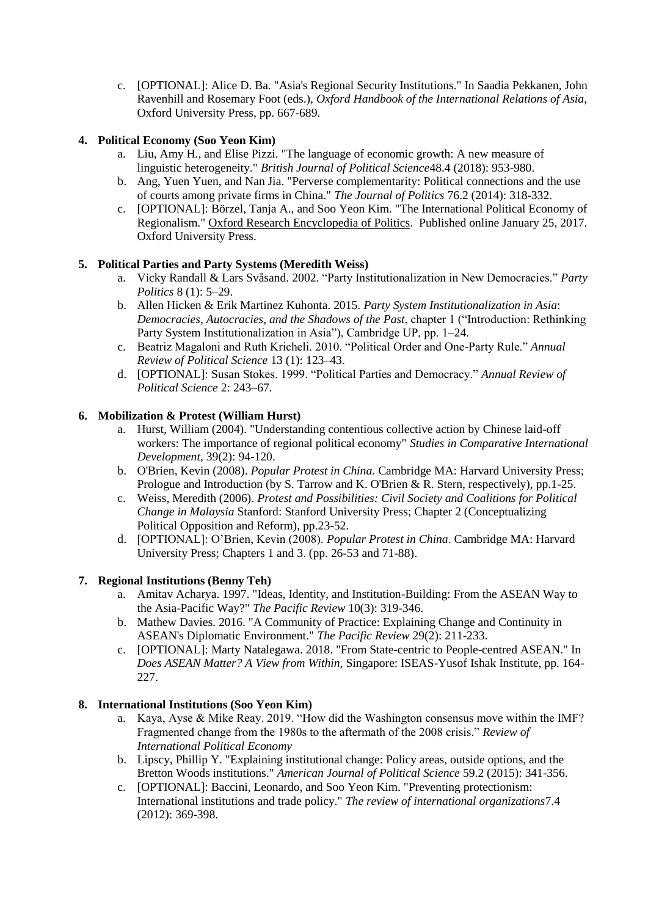c. [OPTIONAL]: Alice D. Ba. "Asia's Regional Security Institutions." In Saadia Pekkanen, John Ravenhill and Rosemary Foot (eds.), *Oxford Handbook of the International Relations of Asia*, Oxford University Press, pp. 667-689.

4. **Political Economy (Soo Yeon Kim)**
   a. Liu, Amy H., and Elise Pizzi. "The language of economic growth: A new measure of linguistic heterogeneity." *British Journal of Political Science*48.4 (2018): 953-980.
   b. Ang, Yuen Yuen, and Nan Jia. "Perverse complementarity: Political connections and the use of courts among private firms in China." *The Journal of Politics* 76.2 (2014): 318-332.
   c. [OPTIONAL]: Börzel, Tanja A., and Soo Yeon Kim. "The International Political Economy of Regionalism." Oxford Research Encyclopedia of Politics. Published online January 25, 2017. Oxford University Press.

5. **Political Parties and Party Systems (Meredith Weiss)**
   a. Vicky Randall & Lars Svåsand. 2002. "Party Institutionalization in New Democracies." *Party Politics* 8 (1): 5–29.
   b. Allen Hicken & Erik Martinez Kuhonta. 2015. *Party System Institutionalization in Asia: Democracies, Autocracies, and the Shadows of the Past*, chapter 1 ("Introduction: Rethinking Party System Institutionalization in Asia"), Cambridge UP, pp. 1–24.
   c. Beatriz Magaloni and Ruth Kricheli. 2010. "Political Order and One-Party Rule." *Annual Review of Political Science* 13 (1): 123–43.
   d. [OPTIONAL]: Susan Stokes. 1999. "Political Parties and Democracy." *Annual Review of Political Science* 2: 243–67.

6. **Mobilization & Protest (William Hurst)**
   a. Hurst, William (2004). "Understanding contentious collective action by Chinese laid-off workers: The importance of regional political economy" *Studies in Comparative International Development*, 39(2): 94-120.
   b. O'Brien, Kevin (2008). *Popular Protest in China.* Cambridge MA: Harvard University Press; Prologue and Introduction (by S. Tarrow and K. O'Brien & R. Stern, respectively), pp.1-25.
   c. Weiss, Meredith (2006). *Protest and Possibilities: Civil Society and Coalitions for Political Change in Malaysia* Stanford: Stanford University Press; Chapter 2 (Conceptualizing Political Opposition and Reform), pp.23-52.
   d. [OPTIONAL]: O'Brien, Kevin (2008). *Popular Protest in China*. Cambridge MA: Harvard University Press; Chapters 1 and 3. (pp. 26-53 and 71-88).

7. **Regional Institutions (Benny Teh)**
   a. Amitav Acharya. 1997. "Ideas, Identity, and Institution-Building: From the ASEAN Way to the Asia-Pacific Way?" *The Pacific Review* 10(3): 319-346.
   b. Mathew Davies. 2016. "A Community of Practice: Explaining Change and Continuity in ASEAN's Diplomatic Environment." *The Pacific Review* 29(2): 211-233.
   c. [OPTIONAL]: Marty Natalegawa. 2018. "From State-centric to People-centred ASEAN." In *Does ASEAN Matter? A View from Within*, Singapore: ISEAS-Yusof Ishak Institute, pp. 164-227.

8. **International Institutions (Soo Yeon Kim)**
   a. Kaya, Ayse & Mike Reay. 2019. "How did the Washington consensus move within the IMF? Fragmented change from the 1980s to the aftermath of the 2008 crisis." *Review of International Political Economy*
   b. Lipscy, Phillip Y. "Explaining institutional change: Policy areas, outside options, and the Bretton Woods institutions." *American Journal of Political Science* 59.2 (2015): 341-356.
   c. [OPTIONAL]: Baccini, Leonardo, and Soo Yeon Kim. "Preventing protectionism: International institutions and trade policy." *The review of international organizations*7.4 (2012): 369-398.